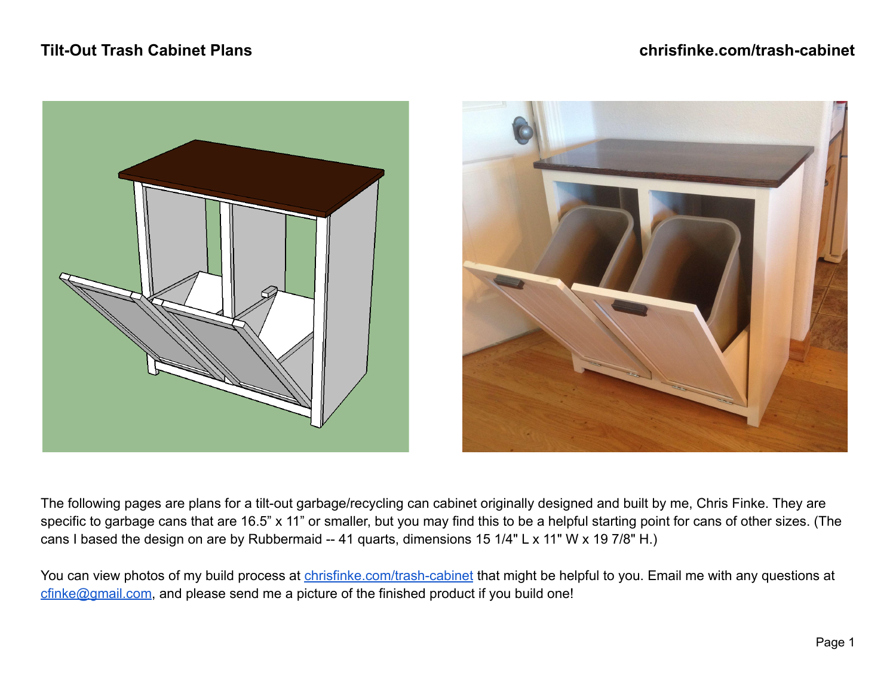# Tilt-Out Trash Cabinet Plans

**chrisfinke.com/trash-cabinet**

The following pages are plans for a tilt-out garbage/recycling can cabinet originally designed and built by me, Chris Finke. They are specific to garbage cans that are 16.5” x 11” or smaller, but you may find this to be a helpful starting point for cans of other sizes. (The cans I based the design on are by Rubbermaid -- 41 quarts, dimensions 15 1/4" L x 11" W x 19 7/8" H.)

You can view photos of my build process at [chrisfinke.com/trash-cabinet](chrisfinke.com/trash-cabinet) that might be helpful to you. Email me with any questions at [cfinke@gmail.com](mailto:cfinke@gmail.com), and please send me a picture of the finished product if you build one!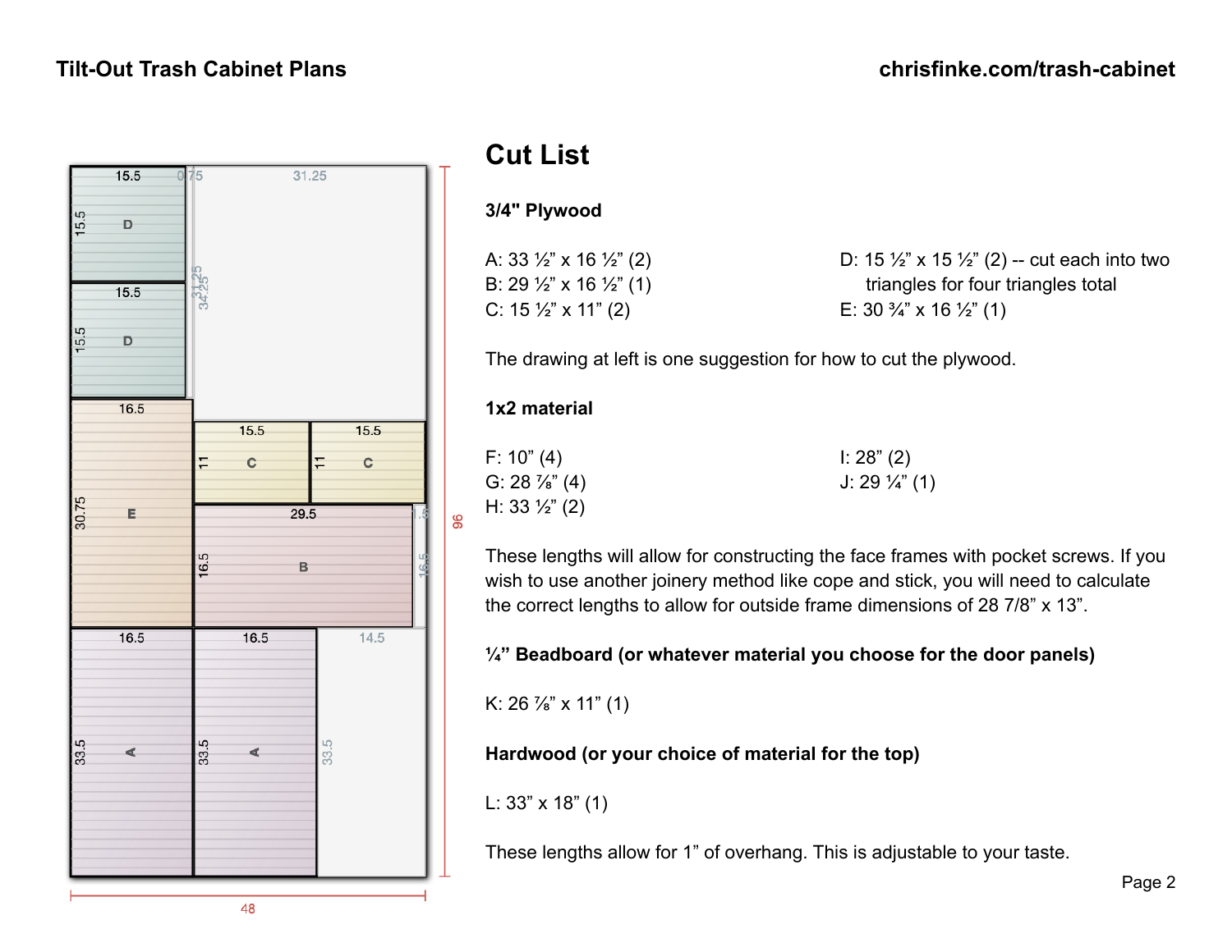## Cut List

**3/4" Plywood**

A: 33 ½" x 16 ½" (2)
B: 29 ½" x 16 ½" (1)
C: 15 ½" x 11" (2)
D: 15 ½" x 15 ½" (2) -- cut each into two triangles for four triangles total
E: 30 ¾" x 16 ½" (1)

The drawing at left is one suggestion for how to cut the plywood.

**1x2 material**

F: 10" (4)
G: 28 ⅞" (4)
H: 33 ½" (2)
I: 28" (2)
J: 29 ¼" (1)

These lengths will allow for constructing the face frames with pocket screws. If you wish to use another joinery method like cope and stick, you will need to calculate the correct lengths to allow for outside frame dimensions of 28 7/8" x 13".

**¼" Beadboard (or whatever material you choose for the door panels)**

K: 26 ⅞" x 11" (1)

**Hardwood (or your choice of material for the top)**

L: 33" x 18" (1)

These lengths allow for 1" of overhang. This is adjustable to your taste.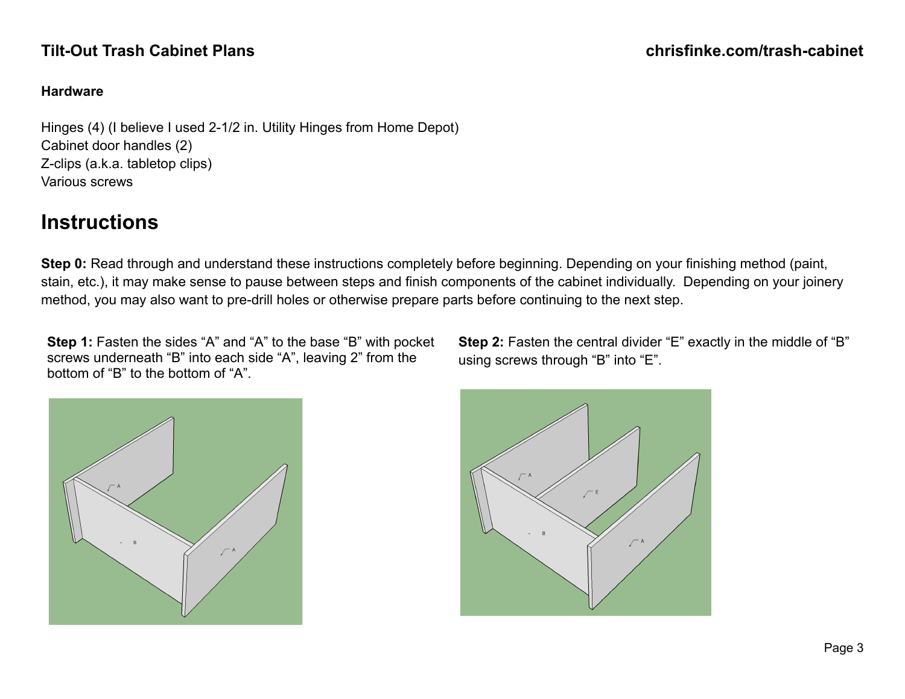**Hardware**

Hinges (4) (I believe I used 2-1/2 in. Utility Hinges from Home Depot)
Cabinet door handles (2)
Z-clips (a.k.a. tabletop clips)
Various screws

## Instructions

**Step 0:** Read through and understand these instructions completely before beginning. Depending on your finishing method (paint, stain, etc.), it may make sense to pause between steps and finish components of the cabinet individually. Depending on your joinery method, you may also want to pre-drill holes or otherwise prepare parts before continuing to the next step.

**Step 1:** Fasten the sides “A” and “A” to the base “B” with pocket screws underneath “B” into each side “A”, leaving 2” from the bottom of “B” to the bottom of “A”.

**Step 2:** Fasten the central divider “E” exactly in the middle of “B” using screws through “B” into “E”.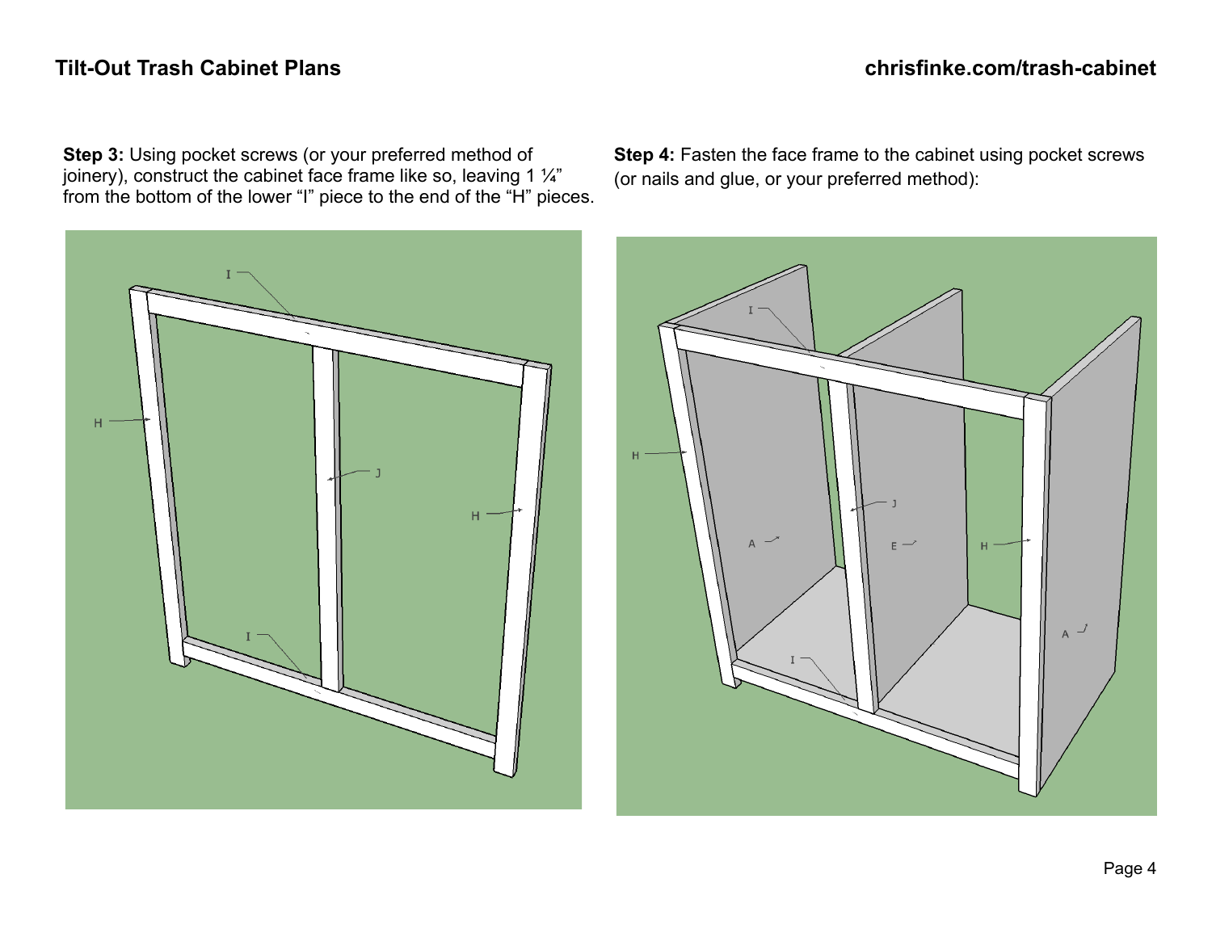**Step 3:** Using pocket screws (or your preferred method of joinery), construct the cabinet face frame like so, leaving 1 ¼" from the bottom of the lower "I" piece to the end of the "H" pieces.

**Step 4:** Fasten the face frame to the cabinet using pocket screws (or nails and glue, or your preferred method):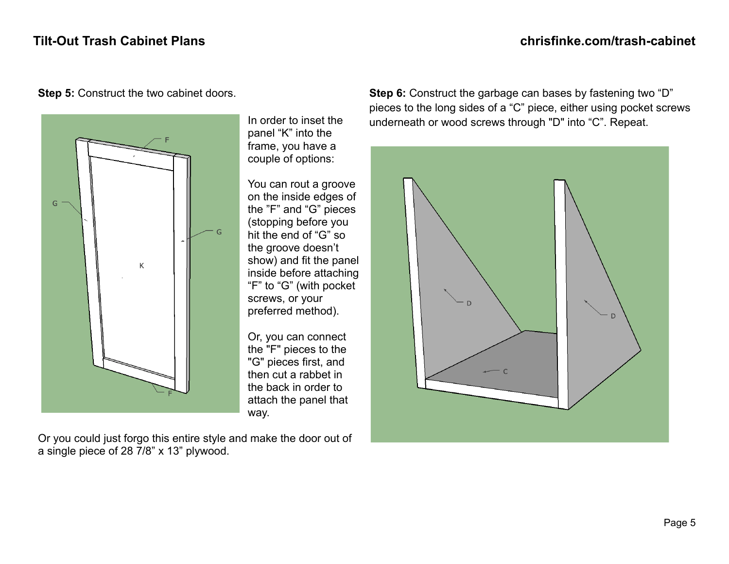**Step 5:** Construct the two cabinet doors.

In order to inset the panel “K” into the frame, you have a couple of options:

You can rout a groove on the inside edges of the ”F” and “G” pieces (stopping before you hit the end of “G” so the groove doesn’t show) and fit the panel inside before attaching “F” to “G” (with pocket screws, or your preferred method).

Or, you can connect the "F" pieces to the "G" pieces first, and then cut a rabbet in the back in order to attach the panel that way.

Or you could just forgo this entire style and make the door out of a single piece of 28 7/8” x 13” plywood.

**Step 6:** Construct the garbage can bases by fastening two “D” pieces to the long sides of a “C” piece, either using pocket screws underneath or wood screws through "D" into “C”. Repeat.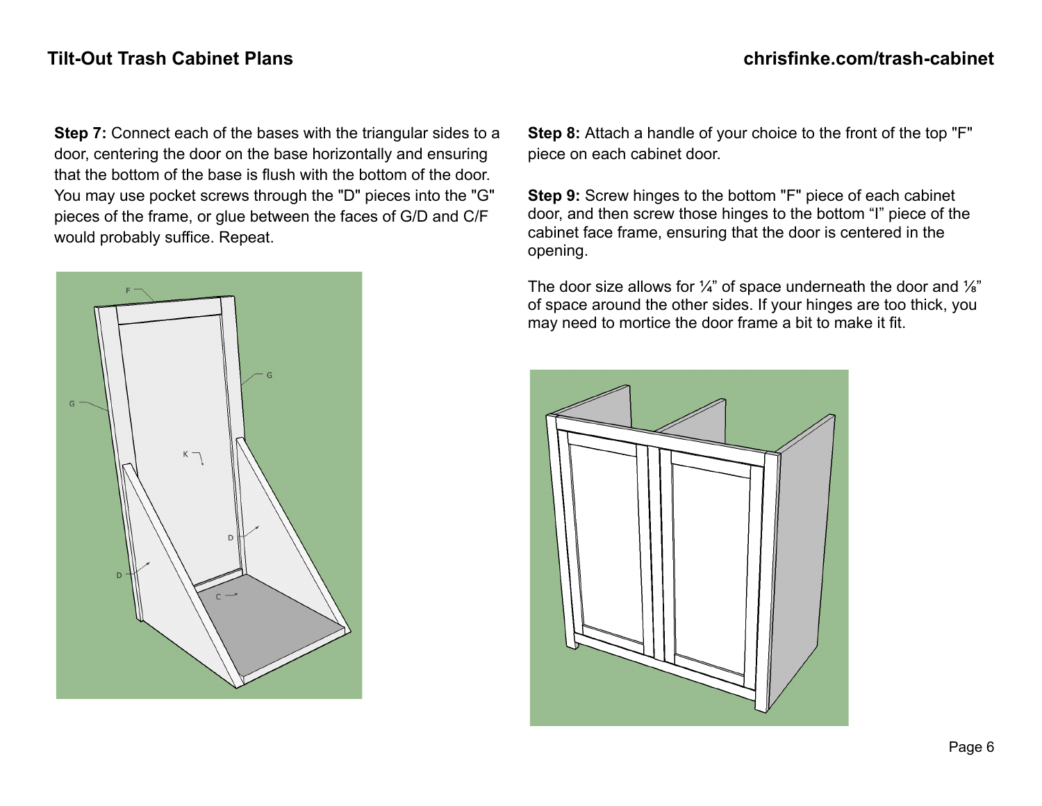**Step 7:** Connect each of the bases with the triangular sides to a door, centering the door on the base horizontally and ensuring that the bottom of the base is flush with the bottom of the door. You may use pocket screws through the "D" pieces into the "G" pieces of the frame, or glue between the faces of G/D and C/F would probably suffice. Repeat.

**Step 8:** Attach a handle of your choice to the front of the top "F" piece on each cabinet door.

**Step 9:** Screw hinges to the bottom "F" piece of each cabinet door, and then screw those hinges to the bottom "I" piece of the cabinet face frame, ensuring that the door is centered in the opening.

The door size allows for ¼" of space underneath the door and ⅛" of space around the other sides. If your hinges are too thick, you may need to mortice the door frame a bit to make it fit.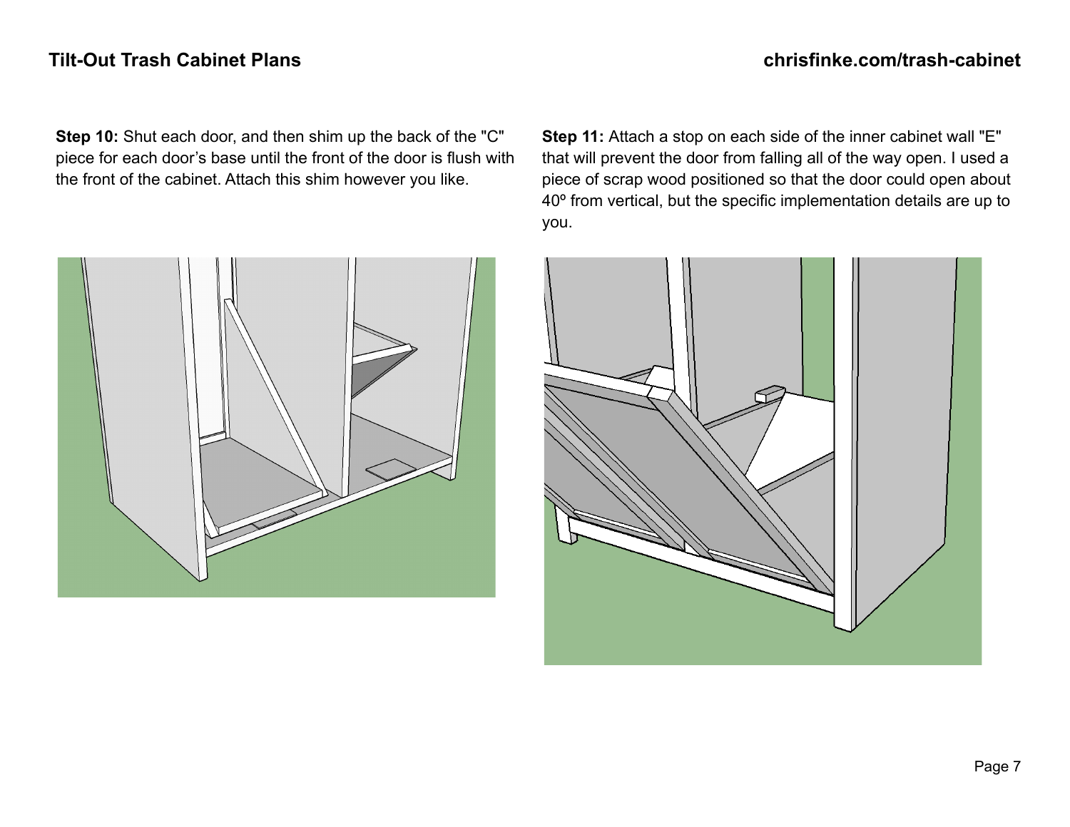**Step 10:** Shut each door, and then shim up the back of the "C" piece for each door's base until the front of the door is flush with the front of the cabinet. Attach this shim however you like.

**Step 11:** Attach a stop on each side of the inner cabinet wall "E" that will prevent the door from falling all of the way open. I used a piece of scrap wood positioned so that the door could open about 40º from vertical, but the specific implementation details are up to you.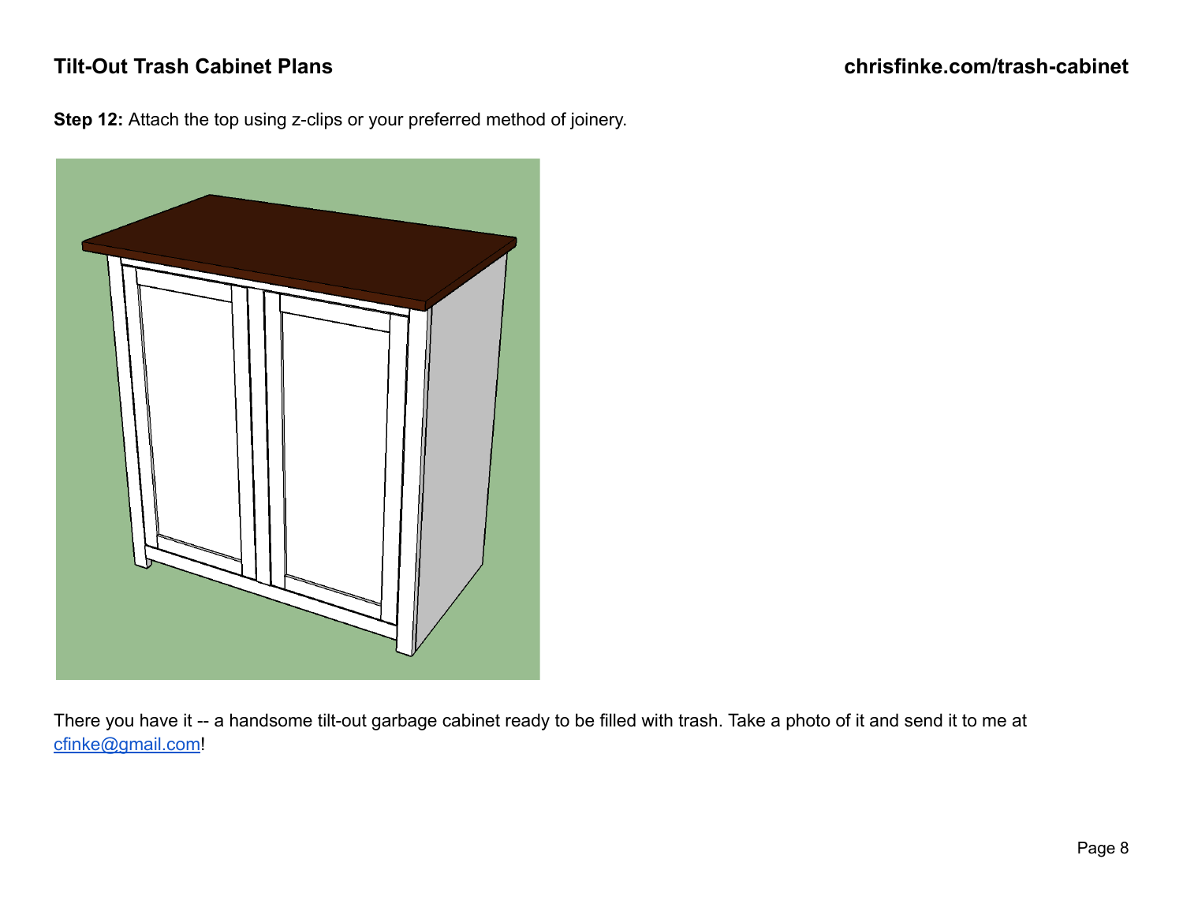**Step 12:** Attach the top using z-clips or your preferred method of joinery.

There you have it -- a handsome tilt-out garbage cabinet ready to be filled with trash. Take a photo of it and send it to me at cfinke@gmail.com!